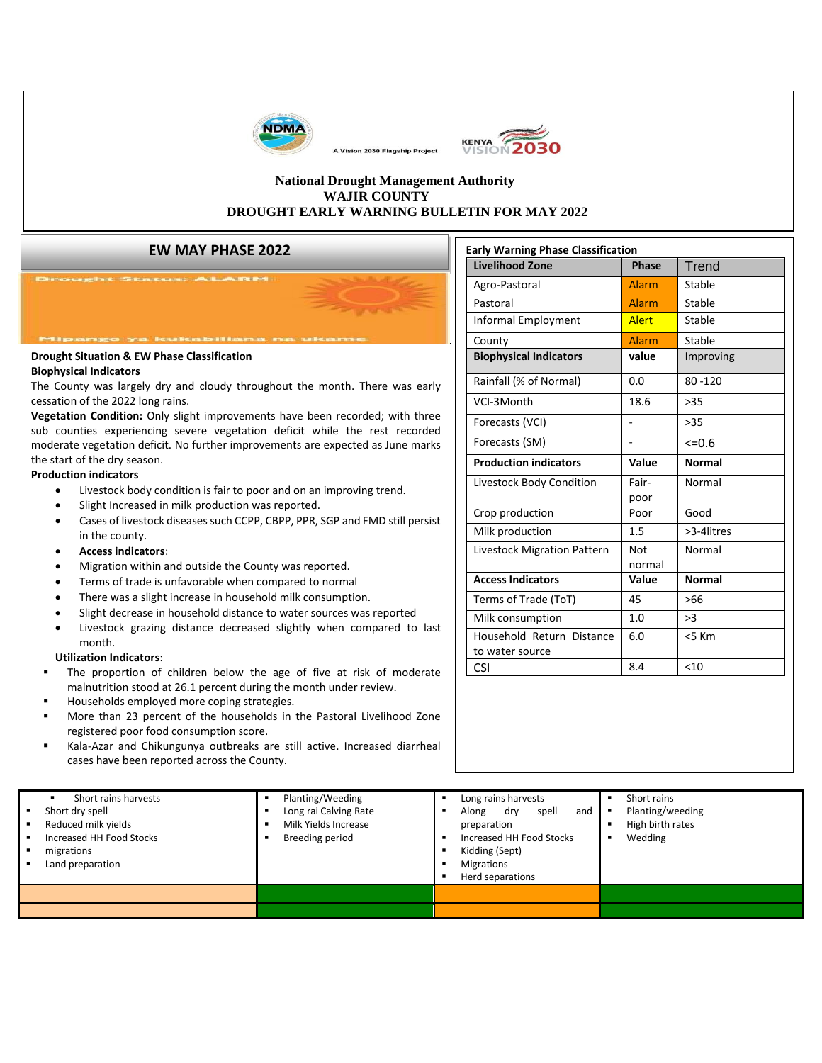A Vision 2030 Flagship Project

**National Drought Management Authority**
**WAJIR COUNTY**
**DROUGHT EARLY WARNING BULLETIN FOR MAY 2022**

## EW MAY PHASE 2022

Drought Status: ALARM

Mipango ya kukabiliana na ukame

**Drought Situation & EW Phase Classification**

**Biophysical Indicators**

The County was largely dry and cloudy throughout the month. There was early cessation of the 2022 long rains.

**Vegetation Condition:** Only slight improvements have been recorded; with three sub counties experiencing severe vegetation deficit while the rest recorded moderate vegetation deficit. No further improvements are expected as June marks the start of the dry season.

**Production indicators**

- Livestock body condition is fair to poor and on an improving trend.
- Slight Increased in milk production was reported.
- Cases of livestock diseases such CCPP, CBPP, PPR, SGP and FMD still persist in the county.
- **Access indicators**:
- Migration within and outside the County was reported.
- Terms of trade is unfavorable when compared to normal
- There was a slight increase in household milk consumption.
- Slight decrease in household distance to water sources was reported
- Livestock grazing distance decreased slightly when compared to last month.

**Utilization Indicators**:

- The proportion of children below the age of five at risk of moderate malnutrition stood at 26.1 percent during the month under review.
- Households employed more coping strategies.
- More than 23 percent of the households in the Pastoral Livelihood Zone registered poor food consumption score.
- Kala-Azar and Chikungunya outbreaks are still active. Increased diarrheal cases have been reported across the County.

**Early Warning Phase Classification**

| Livelihood Zone | Phase | Trend |
|---|---|---|
| Agro-Pastoral | Alarm | Stable |
| Pastoral | Alarm | Stable |
| Informal Employment | Alert | Stable |
| County | Alarm | Stable |
| **Biophysical Indicators** | **value** | Improving |
| Rainfall (% of Normal) | 0.0 | 80 -120 |
| VCI-3Month | 18.6 | >35 |
| Forecasts (VCI) | - | >35 |
| Forecasts (SM) | - | <=0.6 |
| **Production indicators** | **Value** | **Normal** |
| Livestock Body Condition | Fair-poor | Normal |
| Crop production | Poor | Good |
| Milk production | 1.5 | >3-4litres |
| Livestock Migration Pattern | Not normal | Normal |
| **Access Indicators** | **Value** | **Normal** |
| Terms of Trade (ToT) | 45 | >66 |
| Milk consumption | 1.0 | >3 |
| Household Return Distance to water source | 6.0 | <5 Km |
| CSI | 8.4 | <10 |

| | | | |
|---|---|---|---|
| ▪ Short rains harvests<br>▪ Short dry spell<br>▪ Reduced milk yields<br>▪ Increased HH Food Stocks<br>▪ migrations<br>▪ Land preparation | ▪ Planting/Weeding<br>▪ Long rai Calving Rate<br>▪ Milk Yields Increase<br>▪ Breeding period | ▪ Long rains harvests<br>▪ Along dry spell and preparation<br>▪ Increased HH Food Stocks<br>▪ Kidding (Sept)<br>▪ Migrations<br>▪ Herd separations | ▪ Short rains<br>▪ Planting/weeding<br>▪ High birth rates<br>▪ Wedding |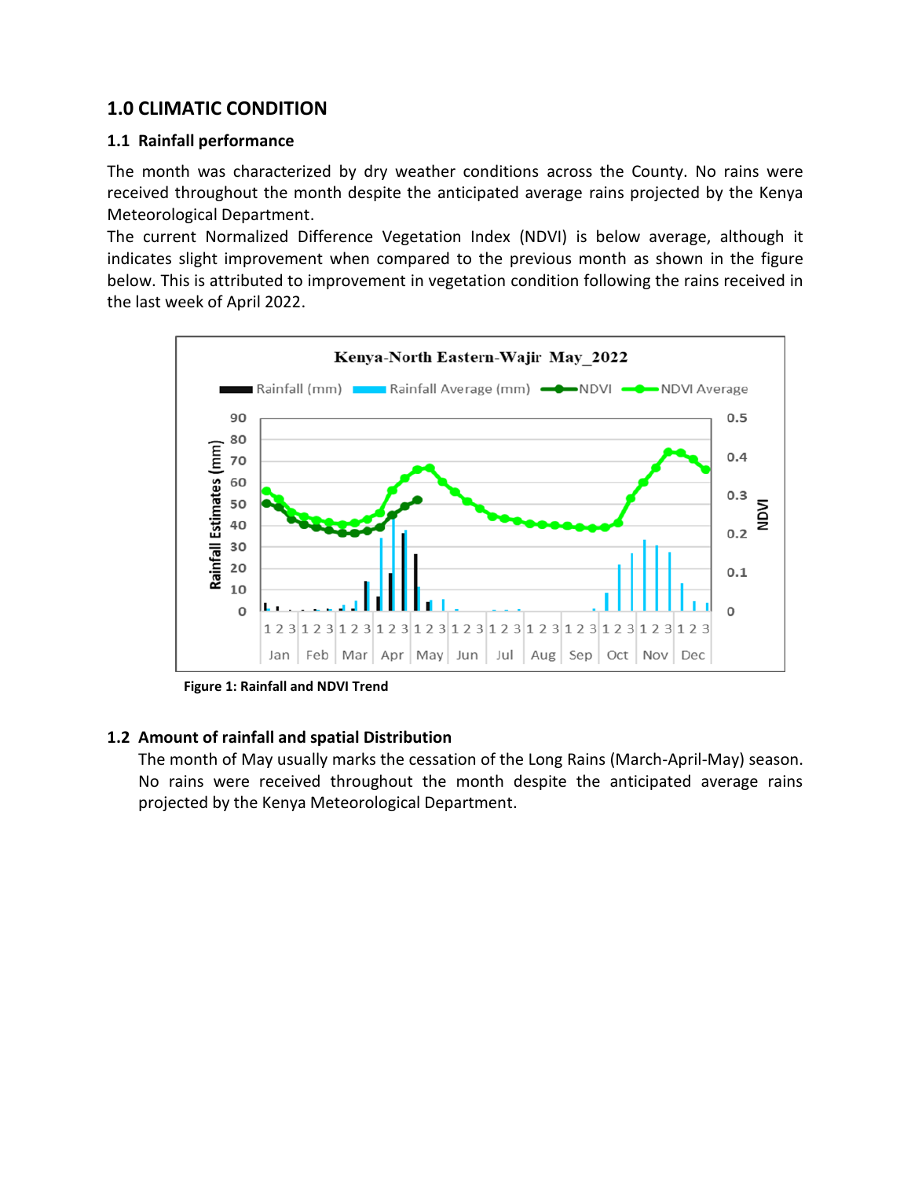## 1.0 CLIMATIC CONDITION

### 1.1 Rainfall performance

The month was characterized by dry weather conditions across the County. No rains were received throughout the month despite the anticipated average rains projected by the Kenya Meteorological Department.

The current Normalized Difference Vegetation Index (NDVI) is below average, although it indicates slight improvement when compared to the previous month as shown in the figure below. This is attributed to improvement in vegetation condition following the rains received in the last week of April 2022.

**Figure 1: Rainfall and NDVI Trend**

### 1.2 Amount of rainfall and spatial Distribution

The month of May usually marks the cessation of the Long Rains (March-April-May) season. No rains were received throughout the month despite the anticipated average rains projected by the Kenya Meteorological Department.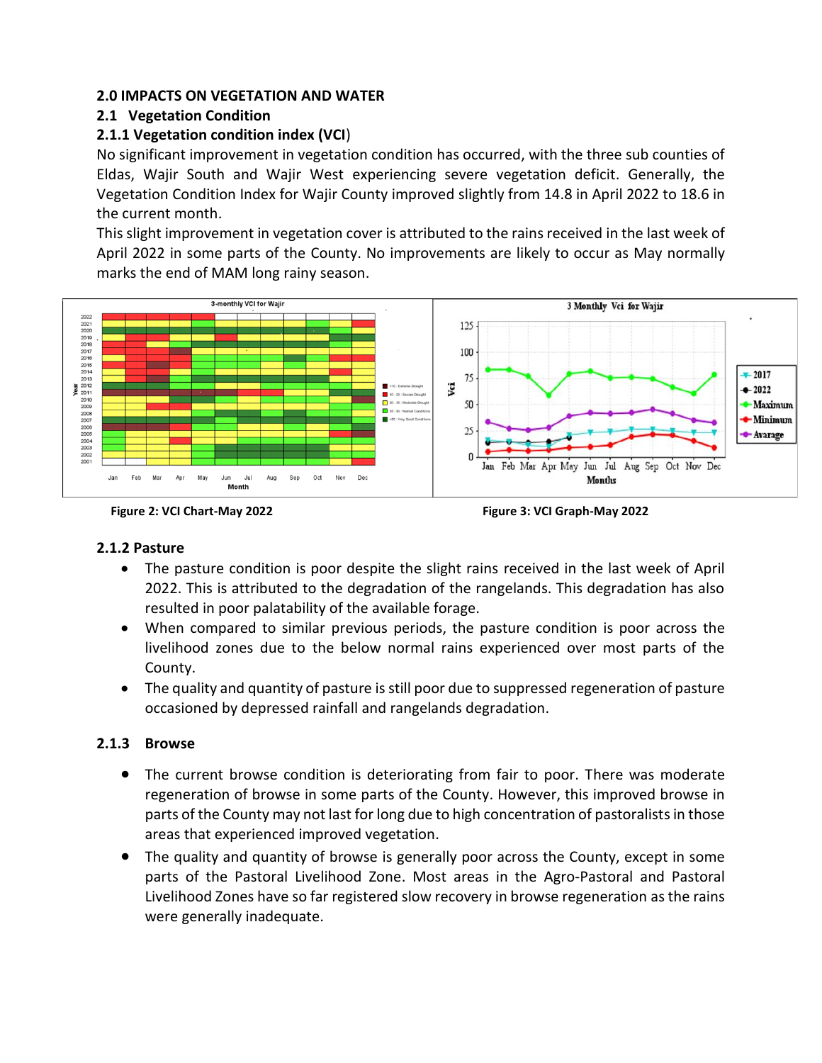## 2.0 IMPACTS ON VEGETATION AND WATER

### 2.1 Vegetation Condition

#### 2.1.1 Vegetation condition index (VCI)

No significant improvement in vegetation condition has occurred, with the three sub counties of Eldas, Wajir South and Wajir West experiencing severe vegetation deficit. Generally, the Vegetation Condition Index for Wajir County improved slightly from 14.8 in April 2022 to 18.6 in the current month.

This slight improvement in vegetation cover is attributed to the rains received in the last week of April 2022 in some parts of the County. No improvements are likely to occur as May normally marks the end of MAM long rainy season.

**Figure 2: VCI Chart-May 2022**

**Figure 3: VCI Graph-May 2022**

#### 2.1.2 Pasture

- The pasture condition is poor despite the slight rains received in the last week of April 2022. This is attributed to the degradation of the rangelands. This degradation has also resulted in poor palatability of the available forage.
- When compared to similar previous periods, the pasture condition is poor across the livelihood zones due to the below normal rains experienced over most parts of the County.
- The quality and quantity of pasture is still poor due to suppressed regeneration of pasture occasioned by depressed rainfall and rangelands degradation.

#### 2.1.3 Browse

- The current browse condition is deteriorating from fair to poor. There was moderate regeneration of browse in some parts of the County. However, this improved browse in parts of the County may not last for long due to high concentration of pastoralists in those areas that experienced improved vegetation.
- The quality and quantity of browse is generally poor across the County, except in some parts of the Pastoral Livelihood Zone. Most areas in the Agro-Pastoral and Pastoral Livelihood Zones have so far registered slow recovery in browse regeneration as the rains were generally inadequate.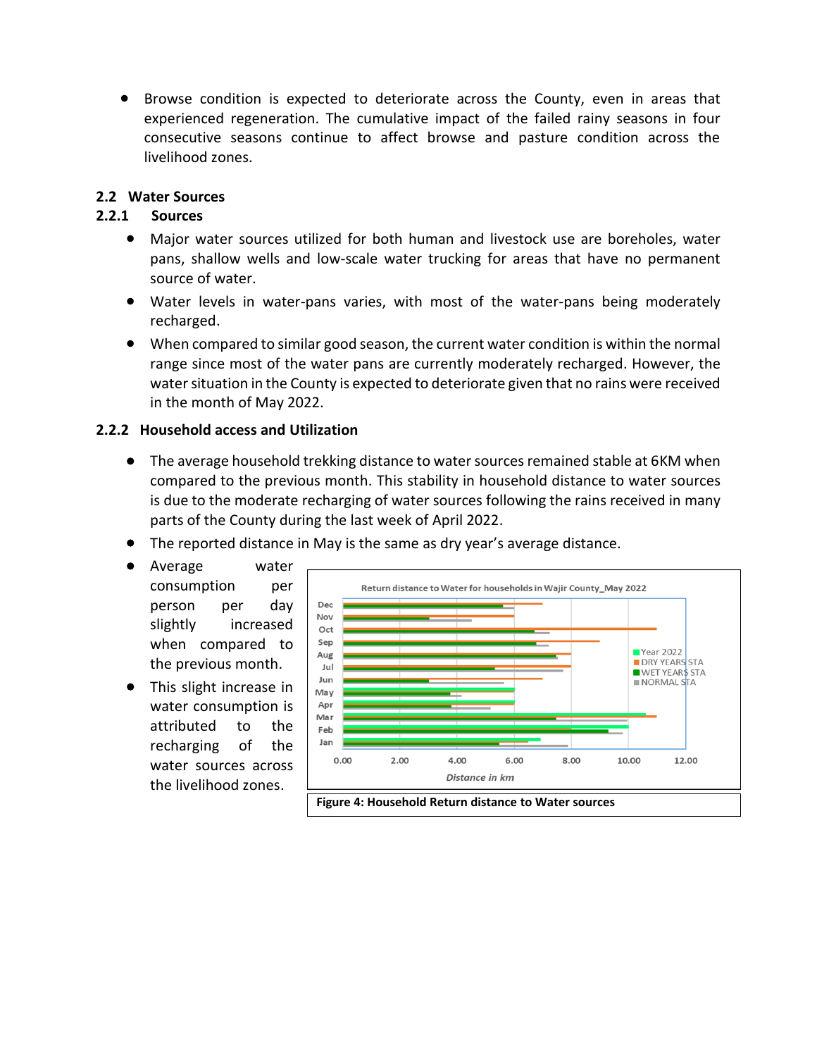- Browse condition is expected to deteriorate across the County, even in areas that experienced regeneration. The cumulative impact of the failed rainy seasons in four consecutive seasons continue to affect browse and pasture condition across the livelihood zones.

## 2.2 Water Sources

### 2.2.1 Sources

- Major water sources utilized for both human and livestock use are boreholes, water pans, shallow wells and low-scale water trucking for areas that have no permanent source of water.
- Water levels in water-pans varies, with most of the water-pans being moderately recharged.
- When compared to similar good season, the current water condition is within the normal range since most of the water pans are currently moderately recharged. However, the water situation in the County is expected to deteriorate given that no rains were received in the month of May 2022.

### 2.2.2 Household access and Utilization

- The average household trekking distance to water sources remained stable at 6KM when compared to the previous month. This stability in household distance to water sources is due to the moderate recharging of water sources following the rains received in many parts of the County during the last week of April 2022.
- The reported distance in May is the same as dry year's average distance.
- Average water consumption per person per day slightly increased when compared to the previous month.
- This slight increase in water consumption is attributed to the recharging of the water sources across the livelihood zones.

**Figure 4: Household Return distance to Water sources**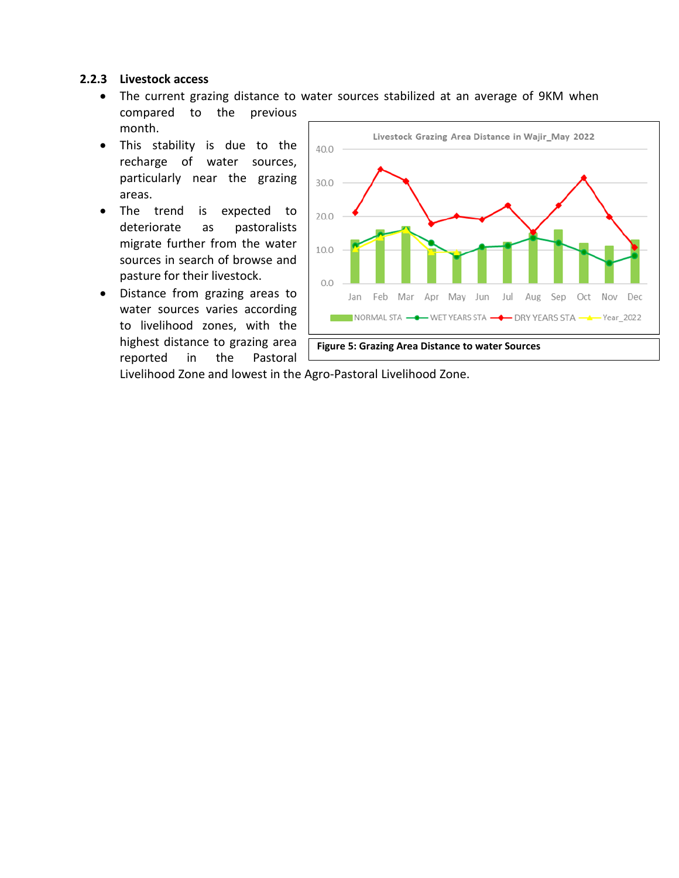### 2.2.3 Livestock access

- The current grazing distance to water sources stabilized at an average of 9KM when compared to the previous month.
- This stability is due to the recharge of water sources, particularly near the grazing areas.
- The trend is expected to deteriorate as pastoralists migrate further from the water sources in search of browse and pasture for their livestock.
- Distance from grazing areas to water sources varies according to livelihood zones, with the highest distance to grazing area reported in the Pastoral Livelihood Zone and lowest in the Agro-Pastoral Livelihood Zone.

**Figure 5: Grazing Area Distance to water Sources**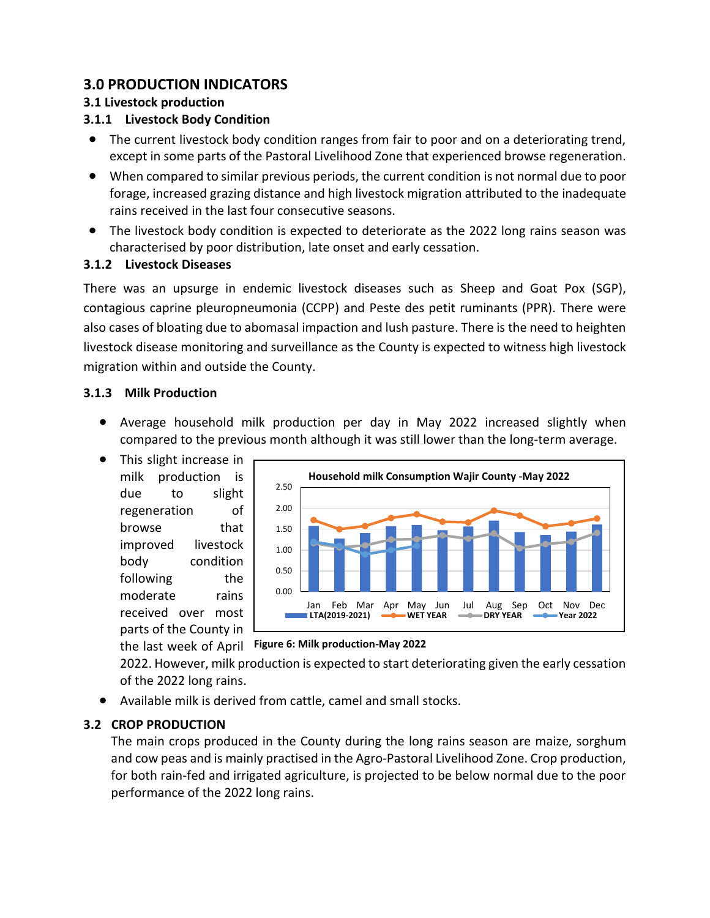# 3.0 PRODUCTION INDICATORS

## 3.1 Livestock production

### 3.1.1 Livestock Body Condition

- The current livestock body condition ranges from fair to poor and on a deteriorating trend, except in some parts of the Pastoral Livelihood Zone that experienced browse regeneration.
- When compared to similar previous periods, the current condition is not normal due to poor forage, increased grazing distance and high livestock migration attributed to the inadequate rains received in the last four consecutive seasons.
- The livestock body condition is expected to deteriorate as the 2022 long rains season was characterised by poor distribution, late onset and early cessation.

### 3.1.2 Livestock Diseases

There was an upsurge in endemic livestock diseases such as Sheep and Goat Pox (SGP), contagious caprine pleuropneumonia (CCPP) and Peste des petit ruminants (PPR). There were also cases of bloating due to abomasal impaction and lush pasture. There is the need to heighten livestock disease monitoring and surveillance as the County is expected to witness high livestock migration within and outside the County.

### 3.1.3 Milk Production

- Average household milk production per day in May 2022 increased slightly when compared to the previous month although it was still lower than the long-term average.
- This slight increase in milk production is due to slight regeneration of browse that improved livestock body condition following the moderate rains received over most parts of the County in the last week of April 2022. However, milk production is expected to start deteriorating given the early cessation of the 2022 long rains.
- Available milk is derived from cattle, camel and small stocks.

**Figure 6: Milk production-May 2022**

## 3.2 CROP PRODUCTION

The main crops produced in the County during the long rains season are maize, sorghum and cow peas and is mainly practised in the Agro-Pastoral Livelihood Zone. Crop production, for both rain-fed and irrigated agriculture, is projected to be below normal due to the poor performance of the 2022 long rains.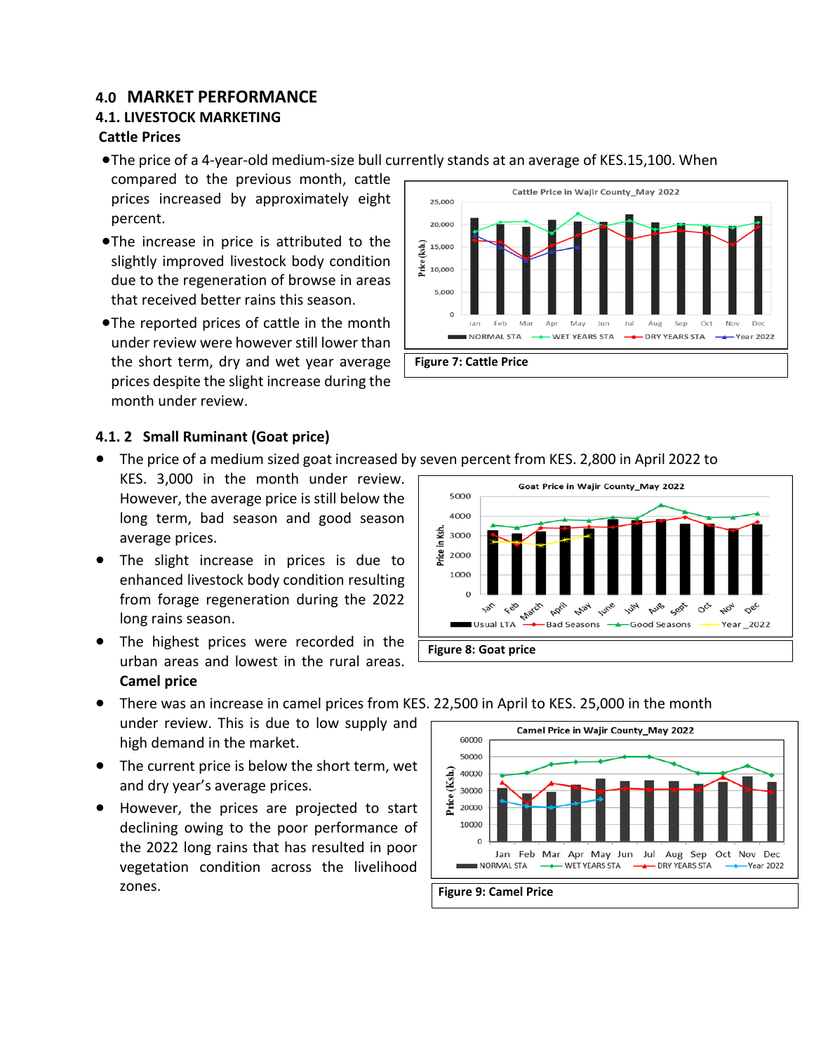# 4.0 MARKET PERFORMANCE

## 4.1. LIVESTOCK MARKETING

### Cattle Prices

- The price of a 4-year-old medium-size bull currently stands at an average of KES.15,100. When compared to the previous month, cattle prices increased by approximately eight percent.
- The increase in price is attributed to the slightly improved livestock body condition due to the regeneration of browse in areas that received better rains this season.
- The reported prices of cattle in the month under review were however still lower than the short term, dry and wet year average prices despite the slight increase during the month under review.

**Figure 7: Cattle Price**

### 4.1. 2 Small Ruminant (Goat price)

- The price of a medium sized goat increased by seven percent from KES. 2,800 in April 2022 to KES. 3,000 in the month under review. However, the average price is still below the long term, bad season and good season average prices.
- The slight increase in prices is due to enhanced livestock body condition resulting from forage regeneration during the 2022 long rains season.
- The highest prices were recorded in the urban areas and lowest in the rural areas.

**Figure 8: Goat price**

**Camel price**

- There was an increase in camel prices from KES. 22,500 in April to KES. 25,000 in the month under review. This is due to low supply and high demand in the market.
- The current price is below the short term, wet and dry year's average prices.
- However, the prices are projected to start declining owing to the poor performance of the 2022 long rains that has resulted in poor vegetation condition across the livelihood zones.

**Figure 9: Camel Price**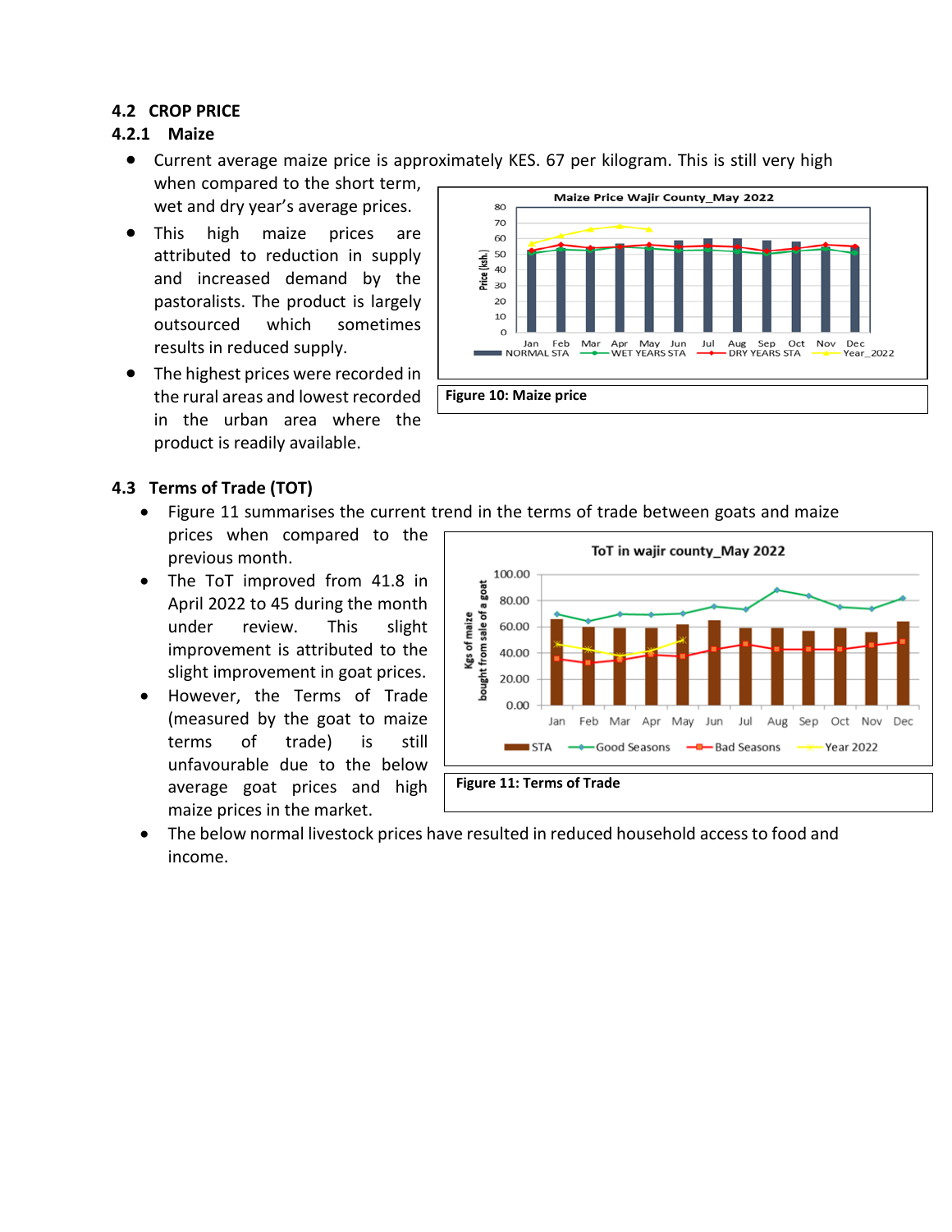## 4.2 CROP PRICE

### 4.2.1 Maize

- Current average maize price is approximately KES. 67 per kilogram. This is still very high when compared to the short term, wet and dry year's average prices.
- This high maize prices are attributed to reduction in supply and increased demand by the pastoralists. The product is largely outsourced which sometimes results in reduced supply.
- The highest prices were recorded in the rural areas and lowest recorded in the urban area where the product is readily available.

**Figure 10: Maize price**

## 4.3 Terms of Trade (TOT)

- Figure 11 summarises the current trend in the terms of trade between goats and maize prices when compared to the previous month.
- The ToT improved from 41.8 in April 2022 to 45 during the month under review. This slight improvement is attributed to the slight improvement in goat prices.
- However, the Terms of Trade (measured by the goat to maize terms of trade) is still unfavourable due to the below average goat prices and high maize prices in the market.
- The below normal livestock prices have resulted in reduced household access to food and income.

**Figure 11: Terms of Trade**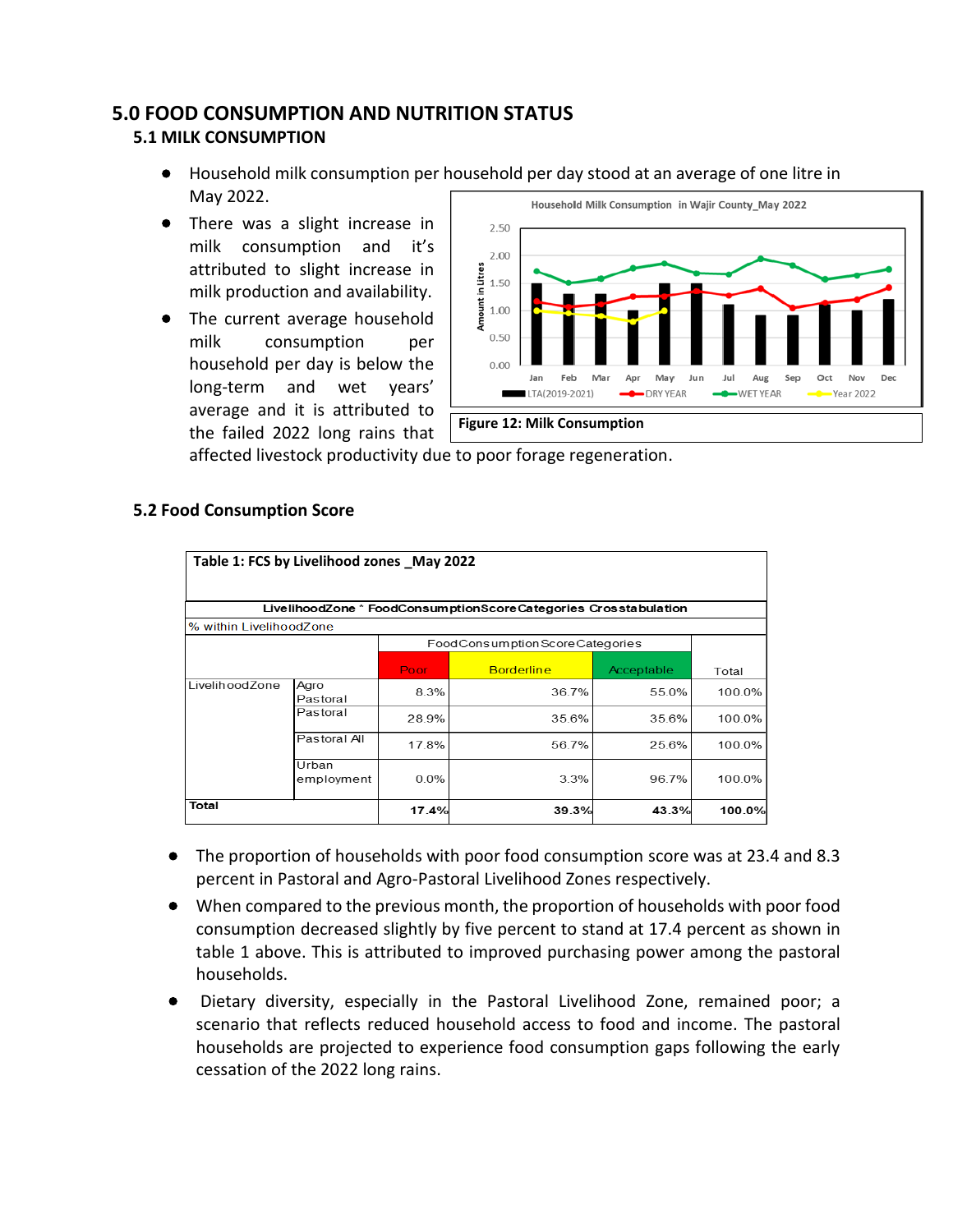# 5.0 FOOD CONSUMPTION AND NUTRITION STATUS

## 5.1 MILK CONSUMPTION

- Household milk consumption per household per day stood at an average of one litre in May 2022.
- There was a slight increase in milk consumption and it's attributed to slight increase in milk production and availability.
- The current average household milk consumption per household per day is below the long-term and wet years' average and it is attributed to the failed 2022 long rains that affected livestock productivity due to poor forage regeneration.

**Figure 12: Milk Consumption**

## 5.2 Food Consumption Score

**Table 1: FCS by Livelihood zones _May 2022**

LivelihoodZone * FoodConsumptionScoreCategories Crosstabulation

% within LivelihoodZone

| | | FoodConsumptionScoreCategories | | | Total |
|---|---|---|---|---|---|
| | | Poor | Borderline | Acceptable | |
| LivelihoodZone | Agro Pastoral | 8.3% | 36.7% | 55.0% | 100.0% |
| | Pastoral | 28.9% | 35.6% | 35.6% | 100.0% |
| | Pastoral All | 17.8% | 56.7% | 25.6% | 100.0% |
| | Urban employment | 0.0% | 3.3% | 96.7% | 100.0% |
| **Total** | | **17.4%** | **39.3%** | **43.3%** | **100.0%** |

- The proportion of households with poor food consumption score was at 23.4 and 8.3 percent in Pastoral and Agro-Pastoral Livelihood Zones respectively.
- When compared to the previous month, the proportion of households with poor food consumption decreased slightly by five percent to stand at 17.4 percent as shown in table 1 above. This is attributed to improved purchasing power among the pastoral households.
- Dietary diversity, especially in the Pastoral Livelihood Zone, remained poor; a scenario that reflects reduced household access to food and income. The pastoral households are projected to experience food consumption gaps following the early cessation of the 2022 long rains.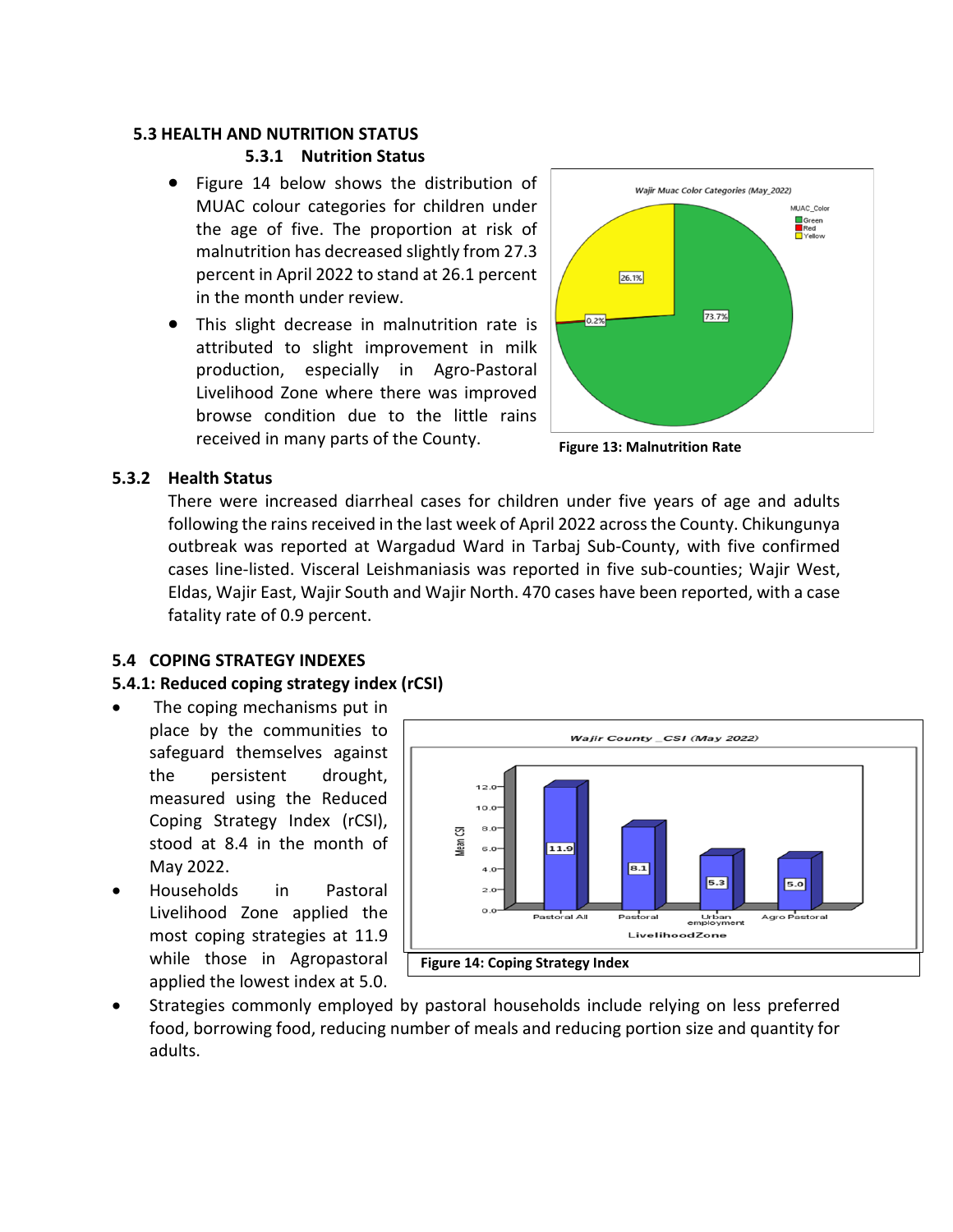### 5.3 HEALTH AND NUTRITION STATUS

#### 5.3.1 Nutrition Status

- Figure 14 below shows the distribution of MUAC colour categories for children under the age of five. The proportion at risk of malnutrition has decreased slightly from 27.3 percent in April 2022 to stand at 26.1 percent in the month under review.
- This slight decrease in malnutrition rate is attributed to slight improvement in milk production, especially in Agro-Pastoral Livelihood Zone where there was improved browse condition due to the little rains received in many parts of the County.

Figure 13: Malnutrition Rate

#### 5.3.2 Health Status

There were increased diarrheal cases for children under five years of age and adults following the rains received in the last week of April 2022 across the County. Chikungunya outbreak was reported at Wargadud Ward in Tarbaj Sub-County, with five confirmed cases line-listed. Visceral Leishmaniasis was reported in five sub-counties; Wajir West, Eldas, Wajir East, Wajir South and Wajir North. 470 cases have been reported, with a case fatality rate of 0.9 percent.

### 5.4 COPING STRATEGY INDEXES

#### 5.4.1: Reduced coping strategy index (rCSI)

- The coping mechanisms put in place by the communities to safeguard themselves against the persistent drought, measured using the Reduced Coping Strategy Index (rCSI), stood at 8.4 in the month of May 2022.
- Households in Pastoral Livelihood Zone applied the most coping strategies at 11.9 while those in Agropastoral applied the lowest index at 5.0.

Figure 14: Coping Strategy Index

- Strategies commonly employed by pastoral households include relying on less preferred food, borrowing food, reducing number of meals and reducing portion size and quantity for adults.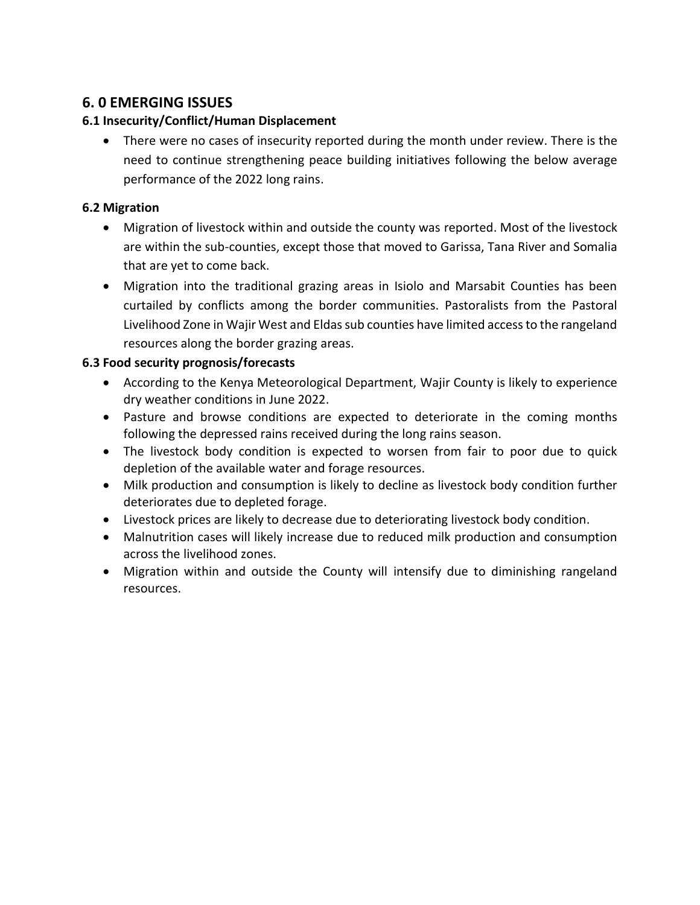## 6. 0 EMERGING ISSUES

### 6.1 Insecurity/Conflict/Human Displacement

- There were no cases of insecurity reported during the month under review. There is the need to continue strengthening peace building initiatives following the below average performance of the 2022 long rains.

### 6.2 Migration

- Migration of livestock within and outside the county was reported. Most of the livestock are within the sub-counties, except those that moved to Garissa, Tana River and Somalia that are yet to come back.
- Migration into the traditional grazing areas in Isiolo and Marsabit Counties has been curtailed by conflicts among the border communities. Pastoralists from the Pastoral Livelihood Zone in Wajir West and Eldas sub counties have limited access to the rangeland resources along the border grazing areas.

### 6.3 Food security prognosis/forecasts

- According to the Kenya Meteorological Department, Wajir County is likely to experience dry weather conditions in June 2022.
- Pasture and browse conditions are expected to deteriorate in the coming months following the depressed rains received during the long rains season.
- The livestock body condition is expected to worsen from fair to poor due to quick depletion of the available water and forage resources.
- Milk production and consumption is likely to decline as livestock body condition further deteriorates due to depleted forage.
- Livestock prices are likely to decrease due to deteriorating livestock body condition.
- Malnutrition cases will likely increase due to reduced milk production and consumption across the livelihood zones.
- Migration within and outside the County will intensify due to diminishing rangeland resources.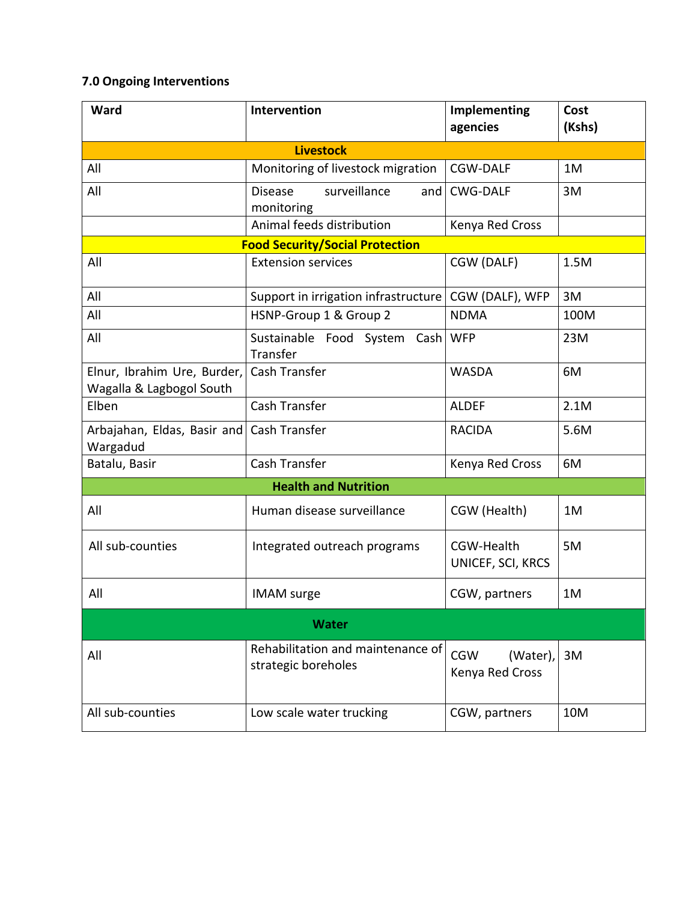## 7.0 Ongoing Interventions

| Ward | Intervention | Implementing agencies | Cost (Kshs) |
|---|---|---|---|
| **Livestock** | | | |
| All | Monitoring of livestock migration | CGW-DALF | 1M |
| All | Disease surveillance and monitoring | CWG-DALF | 3M |
| | Animal feeds distribution | Kenya Red Cross | |
| **Food Security/Social Protection** | | | |
| All | Extension services | CGW (DALF) | 1.5M |
| All | Support in irrigation infrastructure | CGW (DALF), WFP | 3M |
| All | HSNP-Group 1 & Group 2 | NDMA | 100M |
| All | Sustainable Food System Cash Transfer | WFP | 23M |
| Elnur, Ibrahim Ure, Burder, Wagalla & Lagbogol South | Cash Transfer | WASDA | 6M |
| Elben | Cash Transfer | ALDEF | 2.1M |
| Arbajahan, Eldas, Basir and Wargadud | Cash Transfer | RACIDA | 5.6M |
| Batalu, Basir | Cash Transfer | Kenya Red Cross | 6M |
| **Health and Nutrition** | | | |
| All | Human disease surveillance | CGW (Health) | 1M |
| All sub-counties | Integrated outreach programs | CGW-Health UNICEF, SCI, KRCS | 5M |
| All | IMAM surge | CGW, partners | 1M |
| **Water** | | | |
| All | Rehabilitation and maintenance of strategic boreholes | CGW (Water), Kenya Red Cross | 3M |
| All sub-counties | Low scale water trucking | CGW, partners | 10M |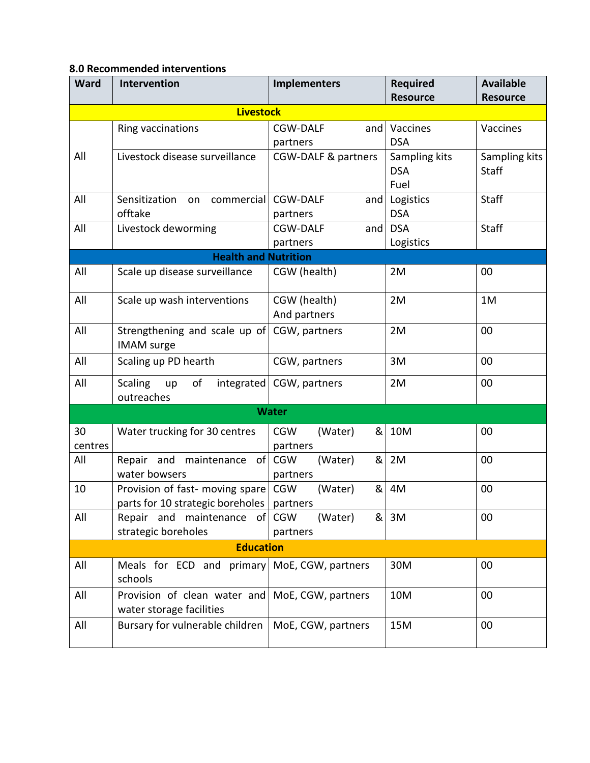**8.0 Recommended interventions**

| Ward | Intervention | Implementers | Required Resource | Available Resource |
|---|---|---|---|---|
| **Livestock** | | | | |
| All | Ring vaccinations | CGW-DALF and partners | Vaccines<br>DSA | Vaccines |
| | Livestock disease surveillance | CGW-DALF & partners | Sampling kits<br>DSA<br>Fuel | Sampling kits<br>Staff |
| All | Sensitization on commercial offtake | CGW-DALF and partners | Logistics<br>DSA | Staff |
| All | Livestock deworming | CGW-DALF and partners | DSA<br>Logistics | Staff |
| **Health and Nutrition** | | | | |
| All | Scale up disease surveillance | CGW (health) | 2M | 00 |
| All | Scale up wash interventions | CGW (health)<br>And partners | 2M | 1M |
| All | Strengthening and scale up of IMAM surge | CGW, partners | 2M | 00 |
| All | Scaling up PD hearth | CGW, partners | 3M | 00 |
| All | Scaling up of integrated outreaches | CGW, partners | 2M | 00 |
| **Water** | | | | |
| 30 centres | Water trucking for 30 centres | CGW (Water) & partners | 10M | 00 |
| All | Repair and maintenance of water bowsers | CGW (Water) & partners | 2M | 00 |
| 10 | Provision of fast- moving spare parts for 10 strategic boreholes | CGW (Water) & partners | 4M | 00 |
| All | Repair and maintenance of strategic boreholes | CGW (Water) & partners | 3M | 00 |
| **Education** | | | | |
| All | Meals for ECD and primary schools | MoE, CGW, partners | 30M | 00 |
| All | Provision of clean water and water storage facilities | MoE, CGW, partners | 10M | 00 |
| All | Bursary for vulnerable children | MoE, CGW, partners | 15M | 00 |